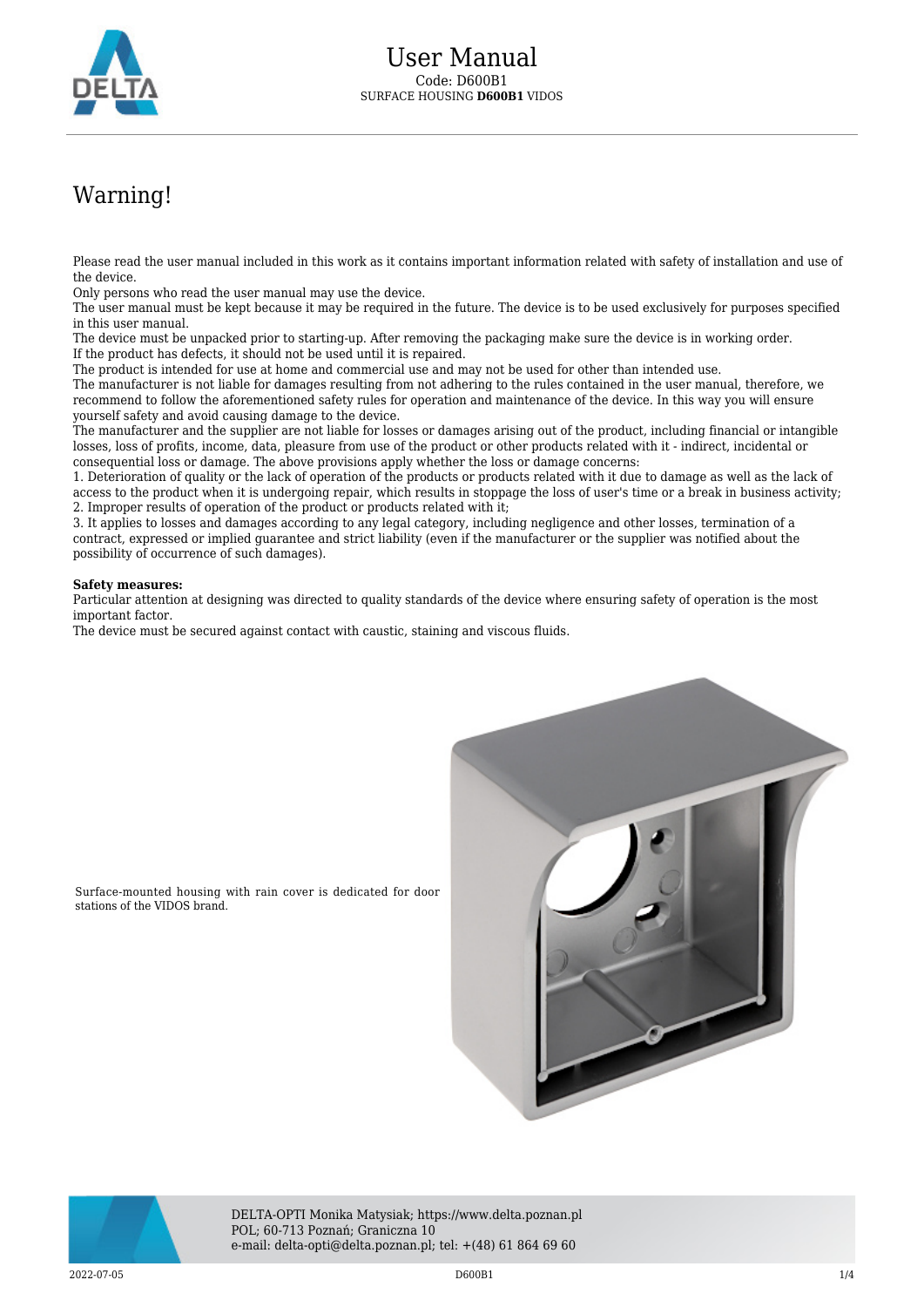# User Manual

Code: D600B1

SURFACE HOUSING **D600B1** VIDOS

## Warning!

Please read the user manual included in this work as it contains important information related with safety of installation and use of the device.

Only persons who read the user manual may use the device.

The user manual must be kept because it may be required in the future. The device is to be used exclusively for purposes specified in this user manual.

The device must be unpacked prior to starting-up. After removing the packaging make sure the device is in working order.

If the product has defects, it should not be used until it is repaired.

The product is intended for use at home and commercial use and may not be used for other than intended use.

The manufacturer is not liable for damages resulting from not adhering to the rules contained in the user manual, therefore, we recommend to follow the aforementioned safety rules for operation and maintenance of the device. In this way you will ensure yourself safety and avoid causing damage to the device.

The manufacturer and the supplier are not liable for losses or damages arising out of the product, including financial or intangible losses, loss of profits, income, data, pleasure from use of the product or other products related with it - indirect, incidental or consequential loss or damage. The above provisions apply whether the loss or damage concerns:

1. Deterioration of quality or the lack of operation of the products or products related with it due to damage as well as the lack of access to the product when it is undergoing repair, which results in stoppage the loss of user's time or a break in business activity;
2. Improper results of operation of the product or products related with it;
3. It applies to losses and damages according to any legal category, including negligence and other losses, termination of a contract, expressed or implied guarantee and strict liability (even if the manufacturer or the supplier was notified about the possibility of occurrence of such damages).

**Safety measures:**

Particular attention at designing was directed to quality standards of the device where ensuring safety of operation is the most important factor.

The device must be secured against contact with caustic, staining and viscous fluids.

Surface-mounted housing with rain cover is dedicated for door stations of the VIDOS brand.

DELTA-OPTI Monika Matysiak; https://www.delta.poznan.pl
POL; 60-713 Poznań; Graniczna 10
e-mail: delta-opti@delta.poznan.pl; tel: +(48) 61 864 69 60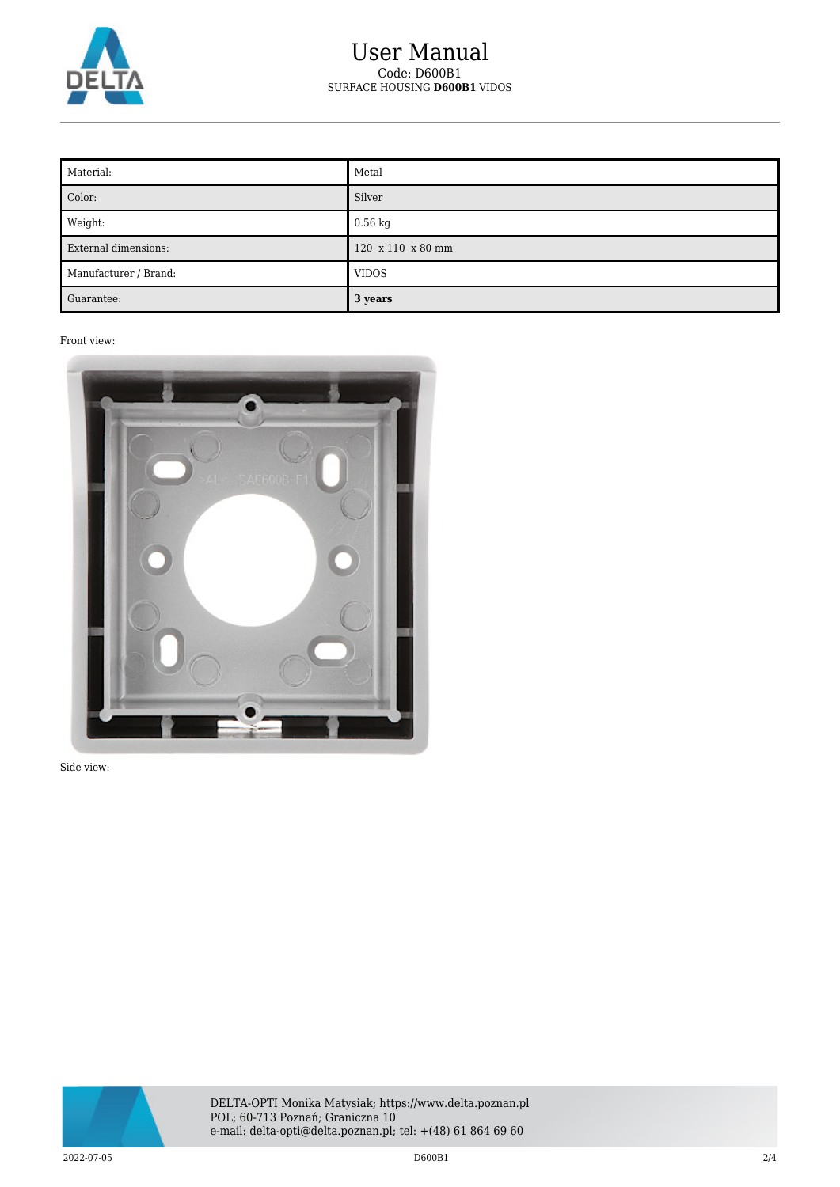| Material: | Metal |
|---|---|
| Color: | Silver |
| Weight: | 0.56 kg |
| External dimensions: | 120 x 110 x 80 mm |
| Manufacturer / Brand: | VIDOS |
| Guarantee: | **3 years** |

Front view:

Side view: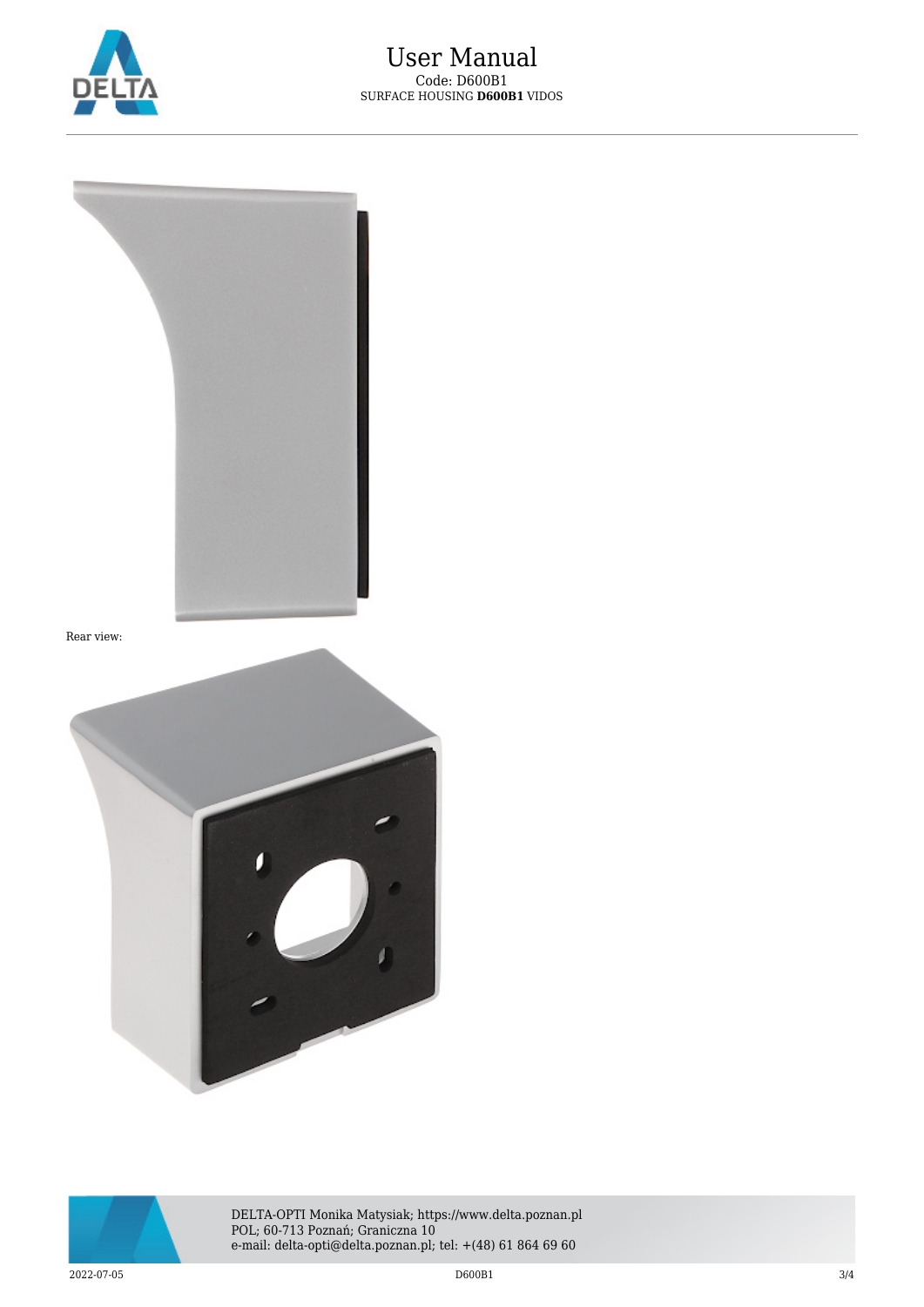Rear view: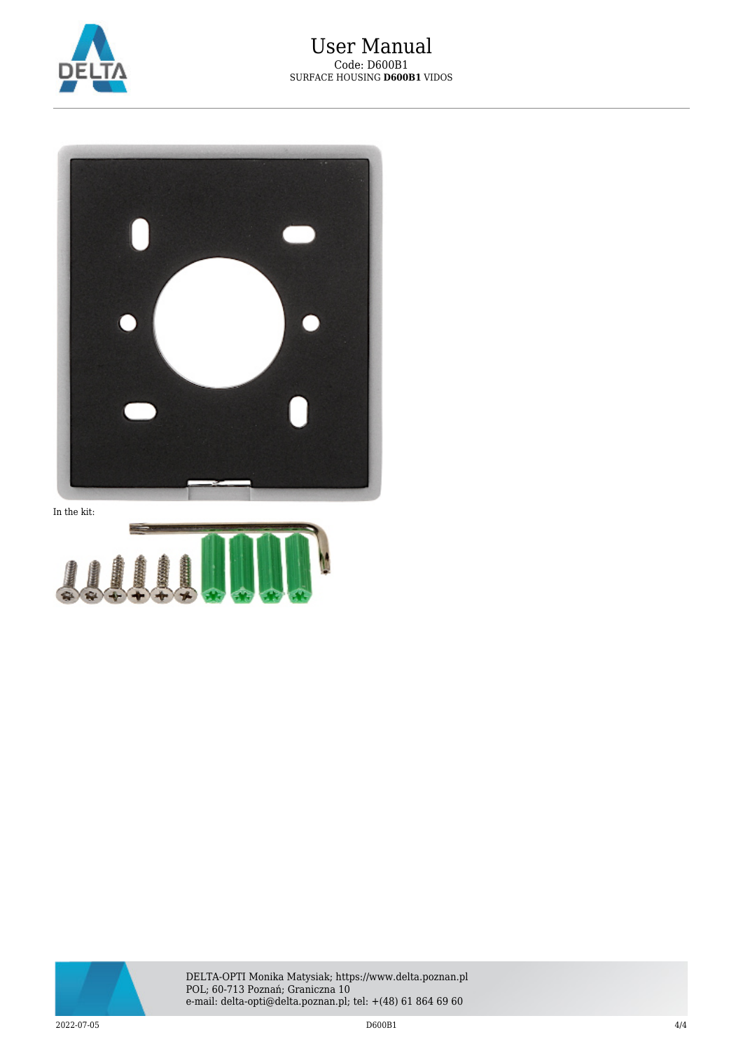In the kit:

DELTA-OPTI Monika Matysiak; https://www.delta.poznan.pl
POL; 60-713 Poznań; Graniczna 10
e-mail: delta-opti@delta.poznan.pl; tel: +(48) 61 864 69 60